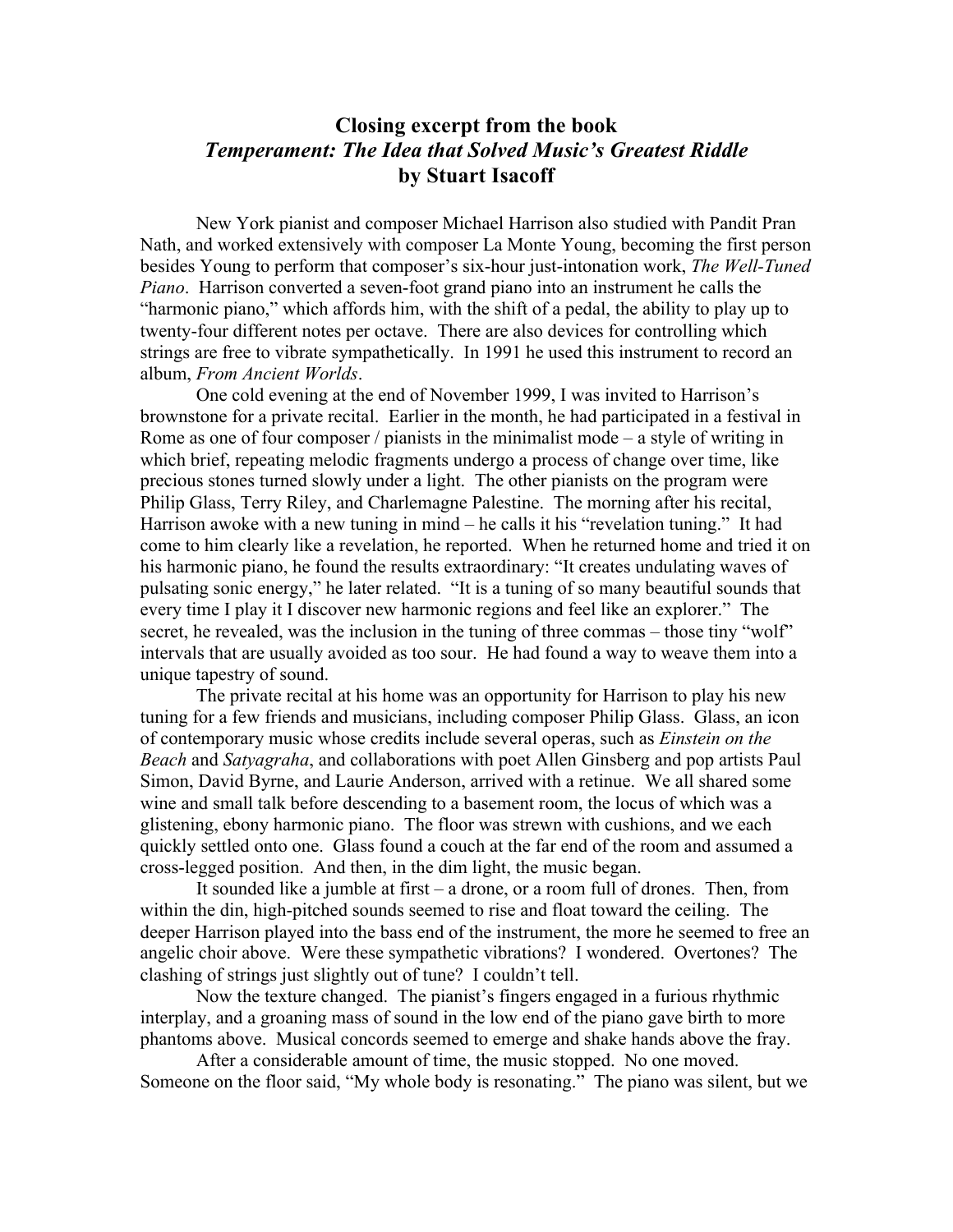# Closing excerpt from the book
## *Temperament: The Idea that Solved Music's Greatest Riddle*
## by Stuart Isacoff

New York pianist and composer Michael Harrison also studied with Pandit Pran Nath, and worked extensively with composer La Monte Young, becoming the first person besides Young to perform that composer's six-hour just-intonation work, *The Well-Tuned Piano*. Harrison converted a seven-foot grand piano into an instrument he calls the "harmonic piano," which affords him, with the shift of a pedal, the ability to play up to twenty-four different notes per octave. There are also devices for controlling which strings are free to vibrate sympathetically. In 1991 he used this instrument to record an album, *From Ancient Worlds*.

One cold evening at the end of November 1999, I was invited to Harrison's brownstone for a private recital. Earlier in the month, he had participated in a festival in Rome as one of four composer / pianists in the minimalist mode – a style of writing in which brief, repeating melodic fragments undergo a process of change over time, like precious stones turned slowly under a light. The other pianists on the program were Philip Glass, Terry Riley, and Charlemagne Palestine. The morning after his recital, Harrison awoke with a new tuning in mind – he calls it his "revelation tuning." It had come to him clearly like a revelation, he reported. When he returned home and tried it on his harmonic piano, he found the results extraordinary: "It creates undulating waves of pulsating sonic energy," he later related. "It is a tuning of so many beautiful sounds that every time I play it I discover new harmonic regions and feel like an explorer." The secret, he revealed, was the inclusion in the tuning of three commas – those tiny "wolf" intervals that are usually avoided as too sour. He had found a way to weave them into a unique tapestry of sound.

The private recital at his home was an opportunity for Harrison to play his new tuning for a few friends and musicians, including composer Philip Glass. Glass, an icon of contemporary music whose credits include several operas, such as *Einstein on the Beach* and *Satyagraha*, and collaborations with poet Allen Ginsberg and pop artists Paul Simon, David Byrne, and Laurie Anderson, arrived with a retinue. We all shared some wine and small talk before descending to a basement room, the locus of which was a glistening, ebony harmonic piano. The floor was strewn with cushions, and we each quickly settled onto one. Glass found a couch at the far end of the room and assumed a cross-legged position. And then, in the dim light, the music began.

It sounded like a jumble at first – a drone, or a room full of drones. Then, from within the din, high-pitched sounds seemed to rise and float toward the ceiling. The deeper Harrison played into the bass end of the instrument, the more he seemed to free an angelic choir above. Were these sympathetic vibrations? I wondered. Overtones? The clashing of strings just slightly out of tune? I couldn't tell.

Now the texture changed. The pianist's fingers engaged in a furious rhythmic interplay, and a groaning mass of sound in the low end of the piano gave birth to more phantoms above. Musical concords seemed to emerge and shake hands above the fray.

After a considerable amount of time, the music stopped. No one moved. Someone on the floor said, "My whole body is resonating." The piano was silent, but we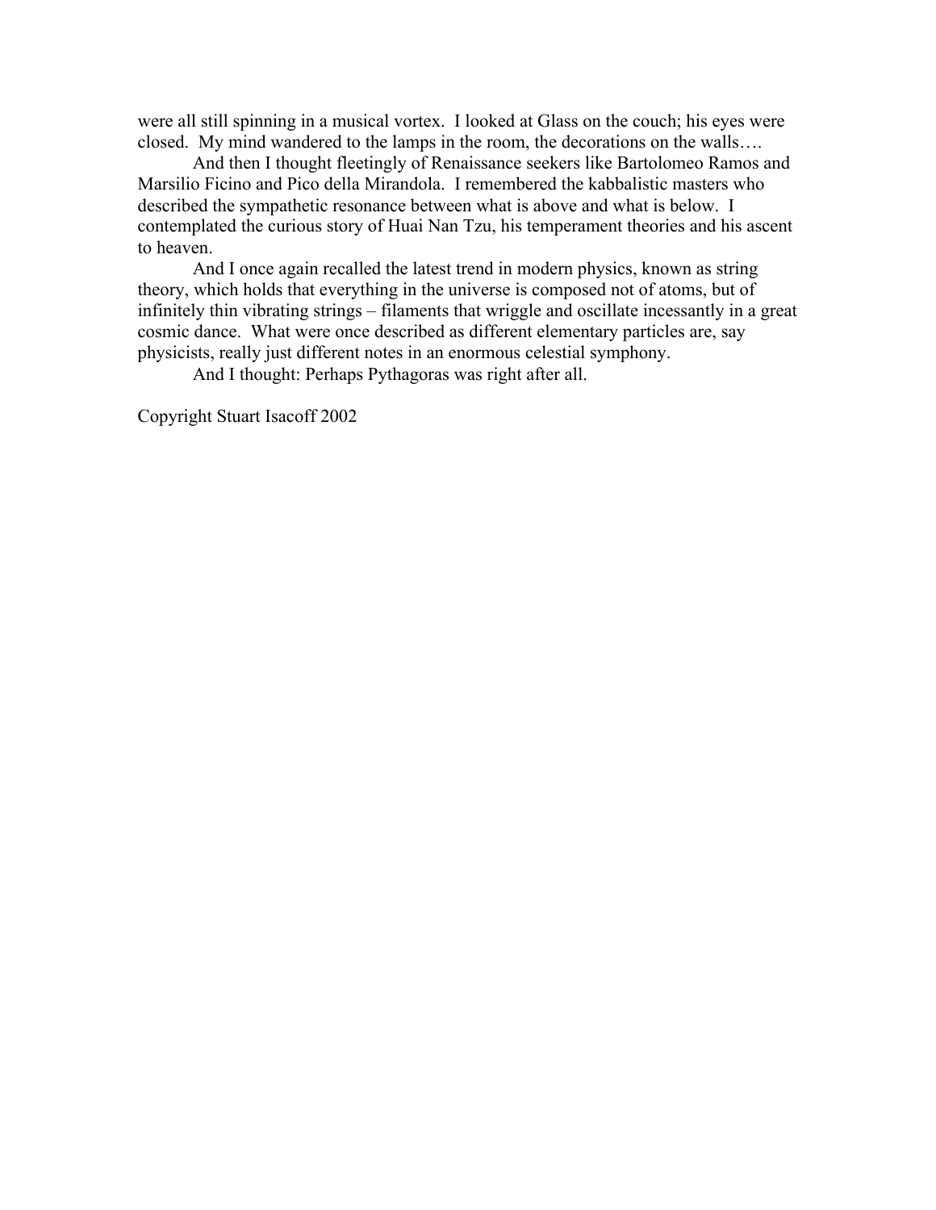were all still spinning in a musical vortex. I looked at Glass on the couch; his eyes were closed. My mind wandered to the lamps in the room, the decorations on the walls….

And then I thought fleetingly of Renaissance seekers like Bartolomeo Ramos and Marsilio Ficino and Pico della Mirandola. I remembered the kabbalistic masters who described the sympathetic resonance between what is above and what is below. I contemplated the curious story of Huai Nan Tzu, his temperament theories and his ascent to heaven.

And I once again recalled the latest trend in modern physics, known as string theory, which holds that everything in the universe is composed not of atoms, but of infinitely thin vibrating strings – filaments that wriggle and oscillate incessantly in a great cosmic dance. What were once described as different elementary particles are, say physicists, really just different notes in an enormous celestial symphony.

And I thought: Perhaps Pythagoras was right after all.

Copyright Stuart Isacoff 2002